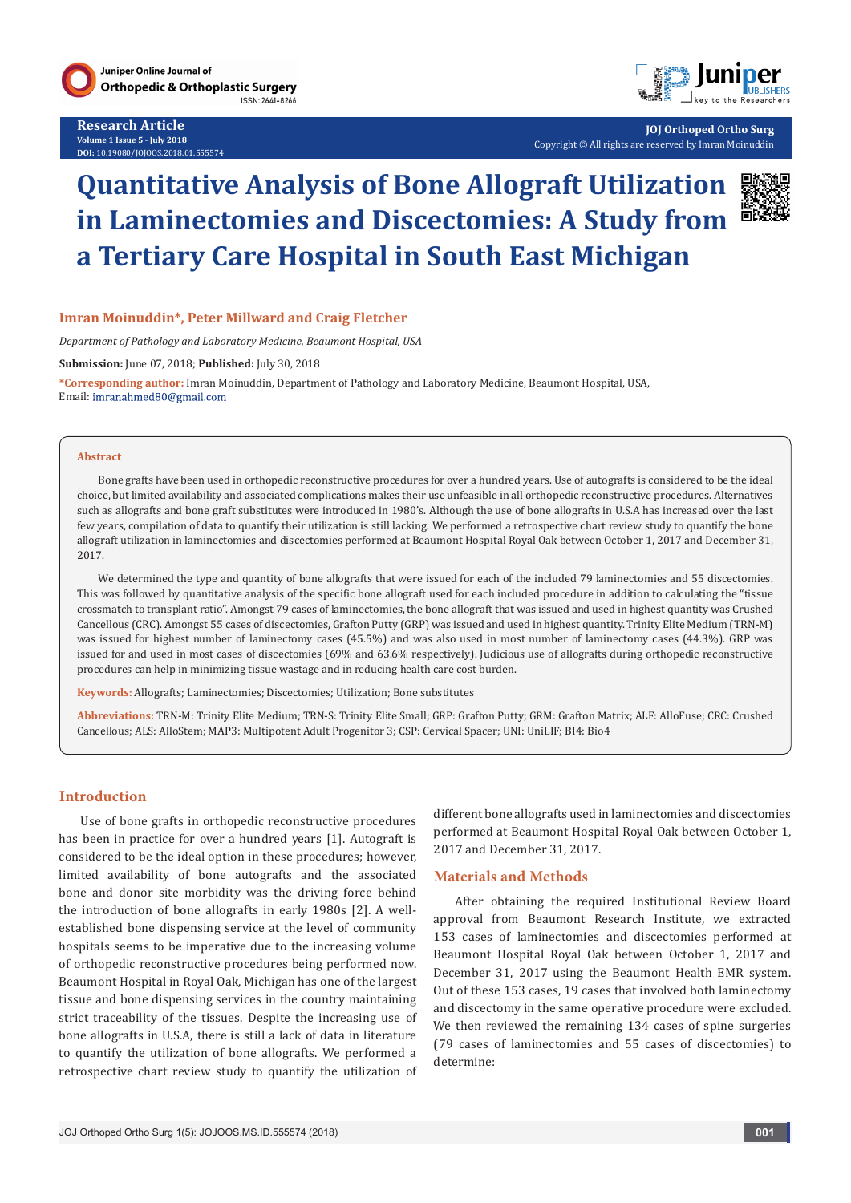Research Article

# Quantitative Analysis of Bone Allograft Utilization in Laminectomies and Discectomies: A Study from a Tertiary Care Hospital in South East Michigan

**Imran Moinuddin*, Peter Millward and Craig Fletcher**

*Department of Pathology and Laboratory Medicine, Beaumont Hospital, USA*

**Submission:** June 07, 2018; **Published:** July 30, 2018

***Corresponding author:** Imran Moinuddin, Department of Pathology and Laboratory Medicine, Beaumont Hospital, USA, Email: imranahmed80@gmail.com

## Abstract

Bone grafts have been used in orthopedic reconstructive procedures for over a hundred years. Use of autografts is considered to be the ideal choice, but limited availability and associated complications makes their use unfeasible in all orthopedic reconstructive procedures. Alternatives such as allografts and bone graft substitutes were introduced in 1980's. Although the use of bone allografts in U.S.A has increased over the last few years, compilation of data to quantify their utilization is still lacking. We performed a retrospective chart review study to quantify the bone allograft utilization in laminectomies and discectomies performed at Beaumont Hospital Royal Oak between October 1, 2017 and December 31, 2017.

We determined the type and quantity of bone allografts that were issued for each of the included 79 laminectomies and 55 discectomies. This was followed by quantitative analysis of the specific bone allograft used for each included procedure in addition to calculating the "tissue crossmatch to transplant ratio". Amongst 79 cases of laminectomies, the bone allograft that was issued and used in highest quantity was Crushed Cancellous (CRC). Amongst 55 cases of discectomies, Grafton Putty (GRP) was issued and used in highest quantity. Trinity Elite Medium (TRN-M) was issued for highest number of laminectomy cases (45.5%) and was also used in most number of laminectomy cases (44.3%). GRP was issued for and used in most cases of discectomies (69% and 63.6% respectively). Judicious use of allografts during orthopedic reconstructive procedures can help in minimizing tissue wastage and in reducing health care cost burden.

**Keywords:** Allografts; Laminectomies; Discectomies; Utilization; Bone substitutes

**Abbreviations:** TRN-M: Trinity Elite Medium; TRN-S: Trinity Elite Small; GRP: Grafton Putty; GRM: Grafton Matrix; ALF: AlloFuse; CRC: Crushed Cancellous; ALS: AlloStem; MAP3: Multipotent Adult Progenitor 3; CSP: Cervical Spacer; UNI: UniLIF; BI4: Bio4

## Introduction

Use of bone grafts in orthopedic reconstructive procedures has been in practice for over a hundred years [1]. Autograft is considered to be the ideal option in these procedures; however, limited availability of bone autografts and the associated bone and donor site morbidity was the driving force behind the introduction of bone allografts in early 1980s [2]. A well-established bone dispensing service at the level of community hospitals seems to be imperative due to the increasing volume of orthopedic reconstructive procedures being performed now. Beaumont Hospital in Royal Oak, Michigan has one of the largest tissue and bone dispensing services in the country maintaining strict traceability of the tissues. Despite the increasing use of bone allografts in U.S.A, there is still a lack of data in literature to quantify the utilization of bone allografts. We performed a retrospective chart review study to quantify the utilization of different bone allografts used in laminectomies and discectomies performed at Beaumont Hospital Royal Oak between October 1, 2017 and December 31, 2017.

## Materials and Methods

After obtaining the required Institutional Review Board approval from Beaumont Research Institute, we extracted 153 cases of laminectomies and discectomies performed at Beaumont Hospital Royal Oak between October 1, 2017 and December 31, 2017 using the Beaumont Health EMR system. Out of these 153 cases, 19 cases that involved both laminectomy and discectomy in the same operative procedure were excluded. We then reviewed the remaining 134 cases of spine surgeries (79 cases of laminectomies and 55 cases of discectomies) to determine: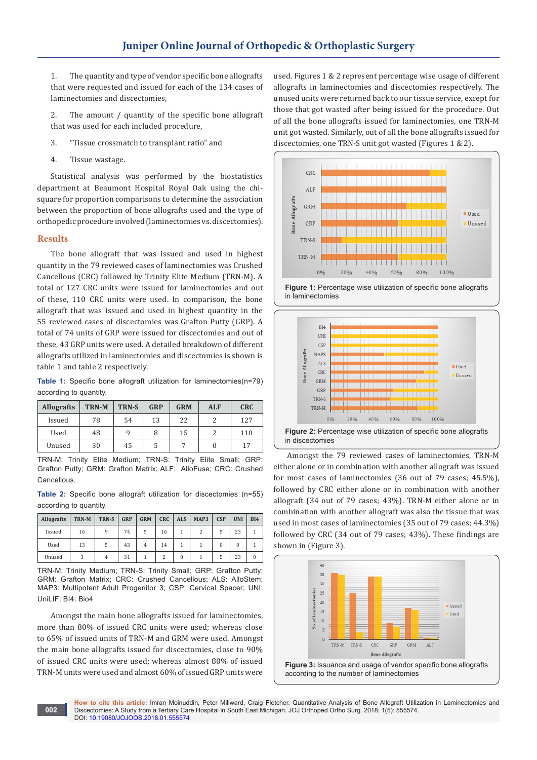1. The quantity and type of vendor specific bone allografts that were requested and issued for each of the 134 cases of laminectomies and discectomies,

2. The amount / quantity of the specific bone allograft that was used for each included procedure,

3. "Tissue crossmatch to transplant ratio" and

4. Tissue wastage.

Statistical analysis was performed by the biostatistics department at Beaumont Hospital Royal Oak using the chi-square for proportion comparisons to determine the association between the proportion of bone allografts used and the type of orthopedic procedure involved (laminectomies vs. discectomies).

## Results

The bone allograft that was issued and used in highest quantity in the 79 reviewed cases of laminectomies was Crushed Cancellous (CRC) followed by Trinity Elite Medium (TRN-M). A total of 127 CRC units were issued for laminectomies and out of these, 110 CRC units were used. In comparison, the bone allograft that was issued and used in highest quantity in the 55 reviewed cases of discectomies was Grafton Putty (GRP). A total of 74 units of GRP were issued for discectomies and out of these, 43 GRP units were used. A detailed breakdown of different allografts utilized in laminectomies and discectomies is shown is table 1 and table 2 respectively.

**Table 1:** Specific bone allograft utilization for laminectomies(n=79) according to quantity.

| Allografts | TRN-M | TRN-S | GRP | GRM | ALF | CRC |
|---|---|---|---|---|---|---|
| Issued | 78 | 54 | 13 | 22 | 2 | 127 |
| Used | 48 | 9 | 8 | 15 | 2 | 110 |
| Unused | 30 | 45 | 5 | 7 | 0 | 17 |

TRN-M: Trinity Elite Medium; TRN-S: Trinity Elite Small; GRP: Grafton Putty; GRM: Grafton Matrix; ALF: AlloFuse; CRC: Crushed Cancellous.

**Table 2:** Specific bone allograft utilization for discectomies (n=55) according to quantity.

| Allografts | TRN-M | TRN-S | GRP | GRM | CRC | ALS | MAP3 | CSP | UNI | BI4 |
|---|---|---|---|---|---|---|---|---|---|---|
| Issued | 16 | 9 | 74 | 5 | 16 | 1 | 2 | 5 | 23 | 1 |
| Used | 13 | 5 | 43 | 4 | 14 | 1 | 1 | 0 | 0 | 1 |
| Unused | 3 | 4 | 31 | 1 | 2 | 0 | 1 | 5 | 23 | 0 |

TRN-M: Trinity Medium; TRN-S: Trinity Small; GRP: Grafton Putty; GRM: Grafton Matrix; CRC: Crushed Cancellous; ALS: AlloStem; MAP3: Multipotent Adult Progenitor 3; CSP: Cervical Spacer; UNI: UniLIF; BI4: Bio4

Amongst the main bone allografts issued for laminectomies, more than 80% of issued CRC units were used; whereas close to 65% of issued units of TRN-M and GRM were used. Amongst the main bone allografts issued for discectomies, close to 90% of issued CRC units were used; whereas almost 80% of issued TRN-M units were used and almost 60% of issued GRP units were used. Figures 1 & 2 represent percentage wise usage of different allografts in laminectomies and discectomies respectively. The unused units were returned back to our tissue service, except for those that got wasted after being issued for the procedure. Out of all the bone allografts issued for laminectomies, one TRN-M unit got wasted. Similarly, out of all the bone allografts issued for discectomies, one TRN-S unit got wasted (Figures 1 & 2).

**Figure 1:** Percentage wise utilization of specific bone allografts in laminectomies

**Figure 2:** Percentage wise utilization of specific bone allografts in discectomies

Amongst the 79 reviewed cases of laminectomies, TRN-M either alone or in combination with another allograft was issued for most cases of laminectomies (36 out of 79 cases; 45.5%), followed by CRC either alone or in combination with another allograft (34 out of 79 cases; 43%). TRN-M either alone or in combination with another allograft was also the tissue that was used in most cases of laminectomies (35 out of 79 cases; 44.3%) followed by CRC (34 out of 79 cases; 43%). These findings are shown in (Figure 3).

**Figure 3:** Issuance and usage of vendor specific bone allografts according to the number of laminectomies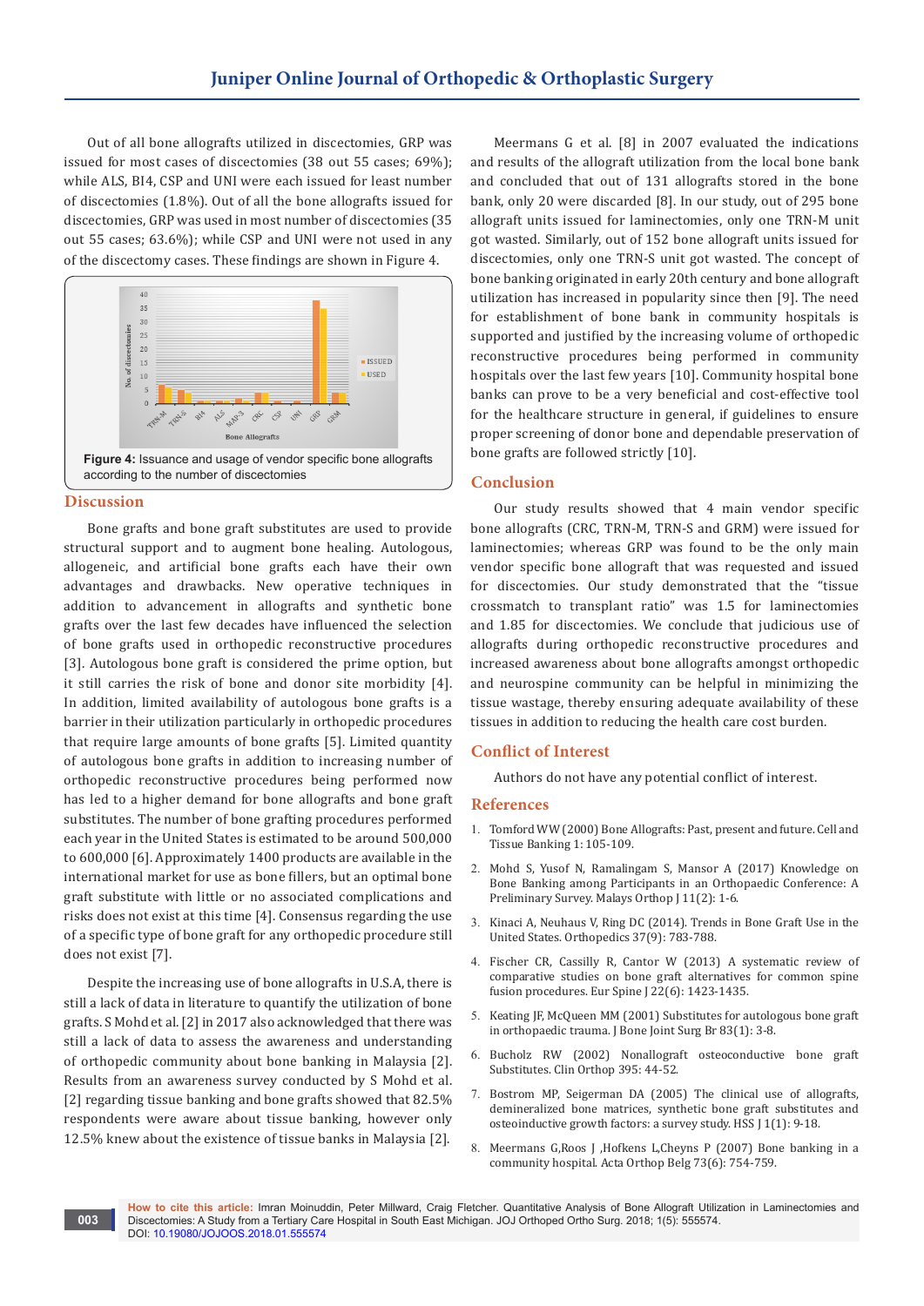Out of all bone allografts utilized in discectomies, GRP was issued for most cases of discectomies (38 out 55 cases; 69%); while ALS, BI4, CSP and UNI were each issued for least number of discectomies (1.8%). Out of all the bone allografts issued for discectomies, GRP was used in most number of discectomies (35 out 55 cases; 63.6%); while CSP and UNI were not used in any of the discectomy cases. These findings are shown in Figure 4.

**Figure 4:** Issuance and usage of vendor specific bone allografts according to the number of discectomies

## Discussion

Bone grafts and bone graft substitutes are used to provide structural support and to augment bone healing. Autologous, allogeneic, and artificial bone grafts each have their own advantages and drawbacks. New operative techniques in addition to advancement in allografts and synthetic bone grafts over the last few decades have influenced the selection of bone grafts used in orthopedic reconstructive procedures [3]. Autologous bone graft is considered the prime option, but it still carries the risk of bone and donor site morbidity [4]. In addition, limited availability of autologous bone grafts is a barrier in their utilization particularly in orthopedic procedures that require large amounts of bone grafts [5]. Limited quantity of autologous bone grafts in addition to increasing number of orthopedic reconstructive procedures being performed now has led to a higher demand for bone allografts and bone graft substitutes. The number of bone grafting procedures performed each year in the United States is estimated to be around 500,000 to 600,000 [6]. Approximately 1400 products are available in the international market for use as bone fillers, but an optimal bone graft substitute with little or no associated complications and risks does not exist at this time [4]. Consensus regarding the use of a specific type of bone graft for any orthopedic procedure still does not exist [7].

Despite the increasing use of bone allografts in U.S.A, there is still a lack of data in literature to quantify the utilization of bone grafts. S Mohd et al. [2] in 2017 also acknowledged that there was still a lack of data to assess the awareness and understanding of orthopedic community about bone banking in Malaysia [2]. Results from an awareness survey conducted by S Mohd et al. [2] regarding tissue banking and bone grafts showed that 82.5% respondents were aware about tissue banking, however only 12.5% knew about the existence of tissue banks in Malaysia [2].

Meermans G et al. [8] in 2007 evaluated the indications and results of the allograft utilization from the local bone bank and concluded that out of 131 allografts stored in the bone bank, only 20 were discarded [8]. In our study, out of 295 bone allograft units issued for laminectomies, only one TRN-M unit got wasted. Similarly, out of 152 bone allograft units issued for discectomies, only one TRN-S unit got wasted. The concept of bone banking originated in early 20th century and bone allograft utilization has increased in popularity since then [9]. The need for establishment of bone bank in community hospitals is supported and justified by the increasing volume of orthopedic reconstructive procedures being performed in community hospitals over the last few years [10]. Community hospital bone banks can prove to be a very beneficial and cost-effective tool for the healthcare structure in general, if guidelines to ensure proper screening of donor bone and dependable preservation of bone grafts are followed strictly [10].

## Conclusion

Our study results showed that 4 main vendor specific bone allografts (CRC, TRN-M, TRN-S and GRM) were issued for laminectomies; whereas GRP was found to be the only main vendor specific bone allograft that was requested and issued for discectomies. Our study demonstrated that the "tissue crossmatch to transplant ratio" was 1.5 for laminectomies and 1.85 for discectomies. We conclude that judicious use of allografts during orthopedic reconstructive procedures and increased awareness about bone allografts amongst orthopedic and neurospine community can be helpful in minimizing the tissue wastage, thereby ensuring adequate availability of these tissues in addition to reducing the health care cost burden.

## Conflict of Interest

Authors do not have any potential conflict of interest.

## References

1. Tomford WW (2000) Bone Allografts: Past, present and future. Cell and Tissue Banking 1: 105-109.
2. Mohd S, Yusof N, Ramalingam S, Mansor A (2017) Knowledge on Bone Banking among Participants in an Orthopaedic Conference: A Preliminary Survey. Malays Orthop J 11(2): 1-6.
3. Kinaci A, Neuhaus V, Ring DC (2014). Trends in Bone Graft Use in the United States. Orthopedics 37(9): 783-788.
4. Fischer CR, Cassilly R, Cantor W (2013) A systematic review of comparative studies on bone graft alternatives for common spine fusion procedures. Eur Spine J 22(6): 1423-1435.
5. Keating JF, McQueen MM (2001) Substitutes for autologous bone graft in orthopaedic trauma. J Bone Joint Surg Br 83(1): 3-8.
6. Bucholz RW (2002) Nonallograft osteoconductive bone graft Substitutes. Clin Orthop 395: 44-52.
7. Bostrom MP, Seigerman DA (2005) The clinical use of allografts, demineralized bone matrices, synthetic bone graft substitutes and osteoinductive growth factors: a survey study. HSS J 1(1): 9-18.
8. Meermans G,Roos J ,Hofkens L,Cheyns P (2007) Bone banking in a community hospital. Acta Orthop Belg 73(6): 754-759.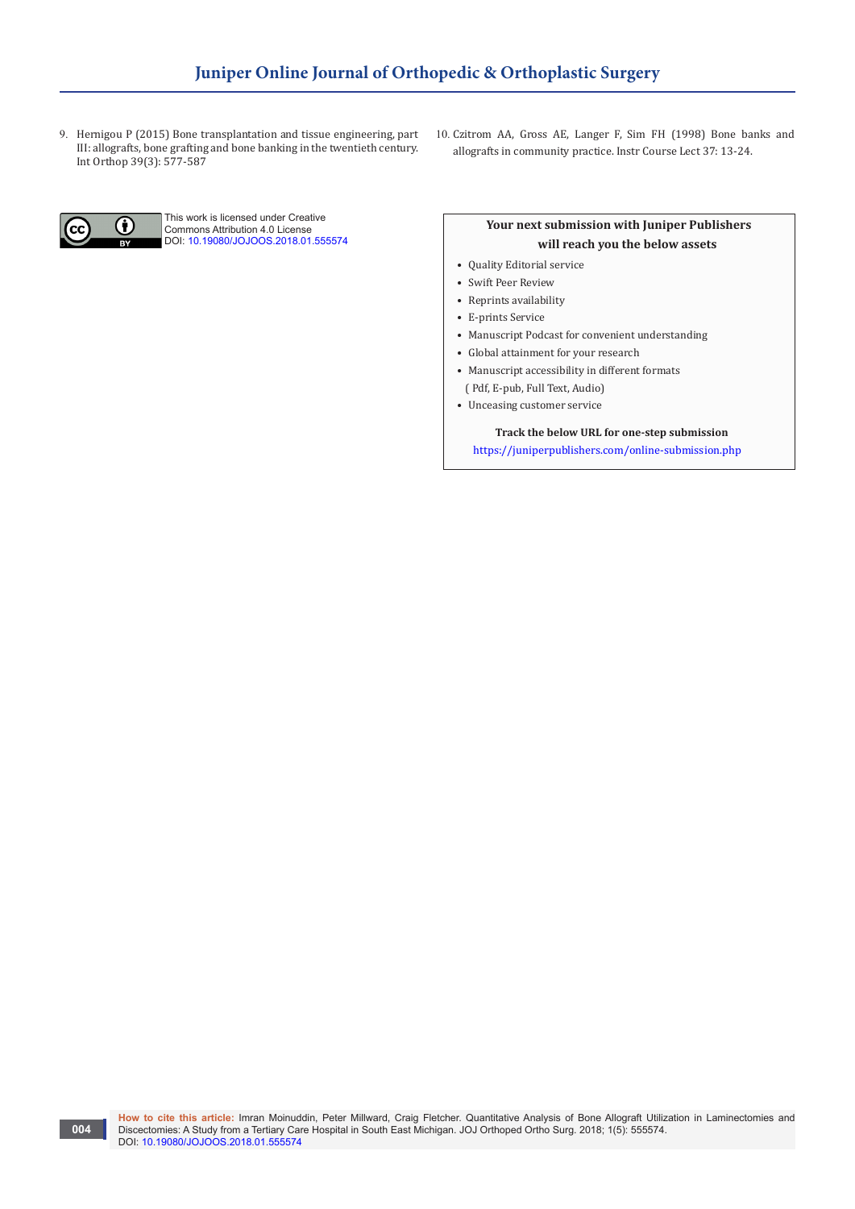9. Hernigou P (2015) Bone transplantation and tissue engineering, part III: allografts, bone grafting and bone banking in the twentieth century. Int Orthop 39(3): 577-587

10. Czitrom AA, Gross AE, Langer F, Sim FH (1998) Bone banks and allografts in community practice. Instr Course Lect 37: 13-24.

This work is licensed under Creative Commons Attribution 4.0 License
DOI: 10.19080/JOJOOS.2018.01.555574

**Your next submission with Juniper Publishers will reach you the below assets**

- Quality Editorial service
- Swift Peer Review
- Reprints availability
- E-prints Service
- Manuscript Podcast for convenient understanding
- Global attainment for your research
- Manuscript accessibility in different formats
  ( Pdf, E-pub, Full Text, Audio)
- Unceasing customer service

**Track the below URL for one-step submission**
https://juniperpublishers.com/online-submission.php

**How to cite this article:** Imran Moinuddin, Peter Millward, Craig Fletcher. Quantitative Analysis of Bone Allograft Utilization in Laminectomies and Discectomies: A Study from a Tertiary Care Hospital in South East Michigan. JOJ Orthoped Ortho Surg. 2018; 1(5): 555574. DOI: 10.19080/JOJOOS.2018.01.555574